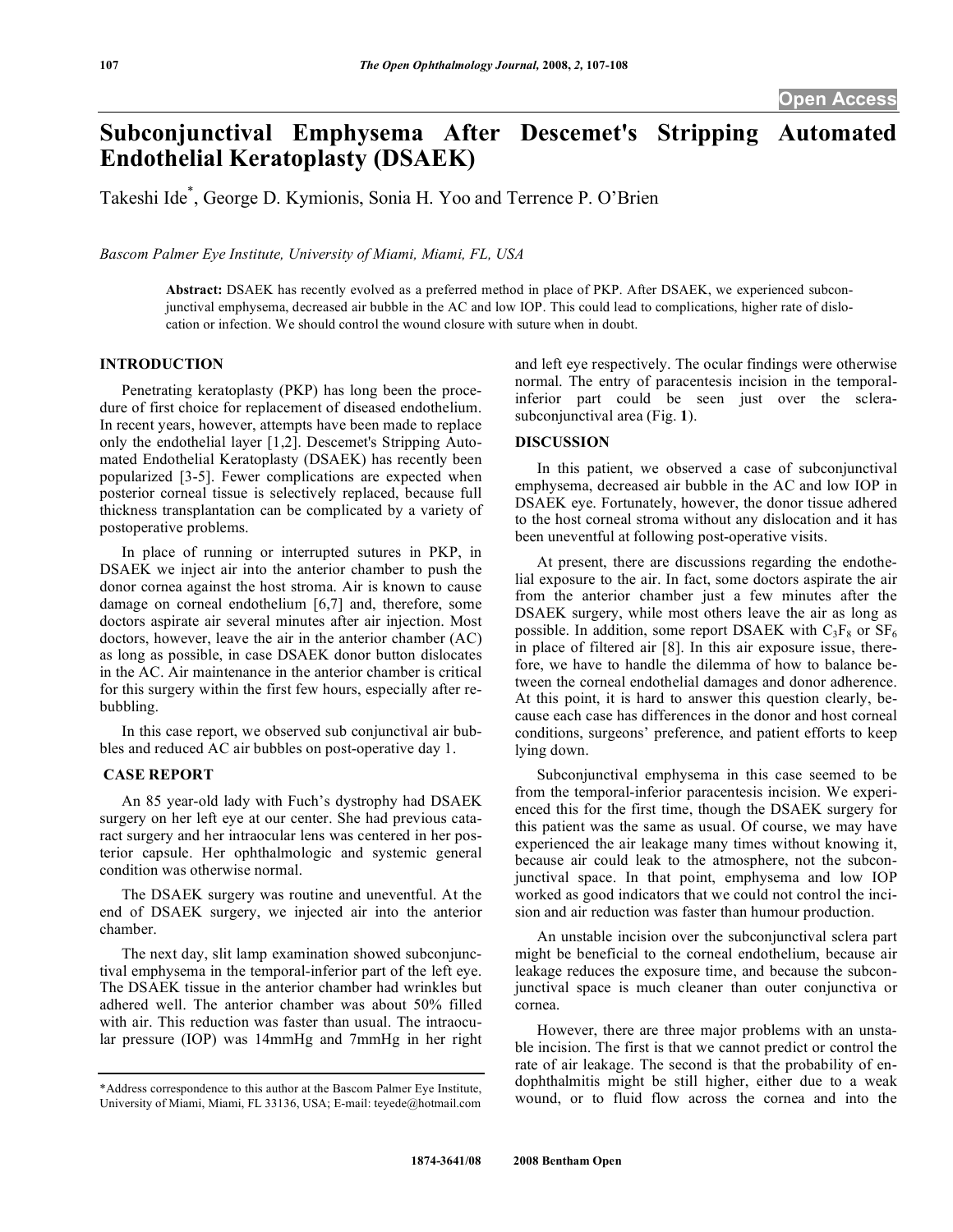# Subconjunctival Emphysema After Descemet's Stripping Automated Endothelial Keratoplasty (DSAEK)

Takeshi Ide[*], George D. Kymionis, Sonia H. Yoo and Terrence P. O'Brien

*Bascom Palmer Eye Institute, University of Miami, Miami, FL, USA*

**Abstract:** DSAEK has recently evolved as a preferred method in place of PKP. After DSAEK, we experienced subconjunctival emphysema, decreased air bubble in the AC and low IOP. This could lead to complications, higher rate of dislocation or infection. We should control the wound closure with suture when in doubt.

## INTRODUCTION

Penetrating keratoplasty (PKP) has long been the procedure of first choice for replacement of diseased endothelium. In recent years, however, attempts have been made to replace only the endothelial layer [1,2]. Descemet's Stripping Automated Endothelial Keratoplasty (DSAEK) has recently been popularized [3-5]. Fewer complications are expected when posterior corneal tissue is selectively replaced, because full thickness transplantation can be complicated by a variety of postoperative problems.

In place of running or interrupted sutures in PKP, in DSAEK we inject air into the anterior chamber to push the donor cornea against the host stroma. Air is known to cause damage on corneal endothelium [6,7] and, therefore, some doctors aspirate air several minutes after air injection. Most doctors, however, leave the air in the anterior chamber (AC) as long as possible, in case DSAEK donor button dislocates in the AC. Air maintenance in the anterior chamber is critical for this surgery within the first few hours, especially after rebubbling.

In this case report, we observed sub conjunctival air bubbles and reduced AC air bubbles on post-operative day 1.

## CASE REPORT

An 85 year-old lady with Fuch's dystrophy had DSAEK surgery on her left eye at our center. She had previous cataract surgery and her intraocular lens was centered in her posterior capsule. Her ophthalmologic and systemic general condition was otherwise normal.

The DSAEK surgery was routine and uneventful. At the end of DSAEK surgery, we injected air into the anterior chamber.

The next day, slit lamp examination showed subconjunctival emphysema in the temporal-inferior part of the left eye. The DSAEK tissue in the anterior chamber had wrinkles but adhered well. The anterior chamber was about 50% filled with air. This reduction was faster than usual. The intraocular pressure (IOP) was 14mmHg and 7mmHg in her right and left eye respectively. The ocular findings were otherwise normal. The entry of paracentesis incision in the temporal-inferior part could be seen just over the sclera-subconjunctival area (Fig. **1**).

## DISCUSSION

In this patient, we observed a case of subconjunctival emphysema, decreased air bubble in the AC and low IOP in DSAEK eye. Fortunately, however, the donor tissue adhered to the host corneal stroma without any dislocation and it has been uneventful at following post-operative visits.

At present, there are discussions regarding the endothelial exposure to the air. In fact, some doctors aspirate the air from the anterior chamber just a few minutes after the DSAEK surgery, while most others leave the air as long as possible. In addition, some report DSAEK with $C_3F_8$ or $SF_6$ in place of filtered air [8]. In this air exposure issue, therefore, we have to handle the dilemma of how to balance between the corneal endothelial damages and donor adherence. At this point, it is hard to answer this question clearly, because each case has differences in the donor and host corneal conditions, surgeons' preference, and patient efforts to keep lying down.

Subconjunctival emphysema in this case seemed to be from the temporal-inferior paracentesis incision. We experienced this for the first time, though the DSAEK surgery for this patient was the same as usual. Of course, we may have experienced the air leakage many times without knowing it, because air could leak to the atmosphere, not the subconjunctival space. In that point, emphysema and low IOP worked as good indicators that we could not control the incision and air reduction was faster than humour production.

An unstable incision over the subconjunctival sclera part might be beneficial to the corneal endothelium, because air leakage reduces the exposure time, and because the subconjunctival space is much cleaner than outer conjunctiva or cornea.

However, there are three major problems with an unstable incision. The first is that we cannot predict or control the rate of air leakage. The second is that the probability of endophthalmitis might be still higher, either due to a weak wound, or to fluid flow across the cornea and into the

*Address correspondence to this author at the Bascom Palmer Eye Institute, University of Miami, Miami, FL 33136, USA; E-mail: teyede@hotmail.com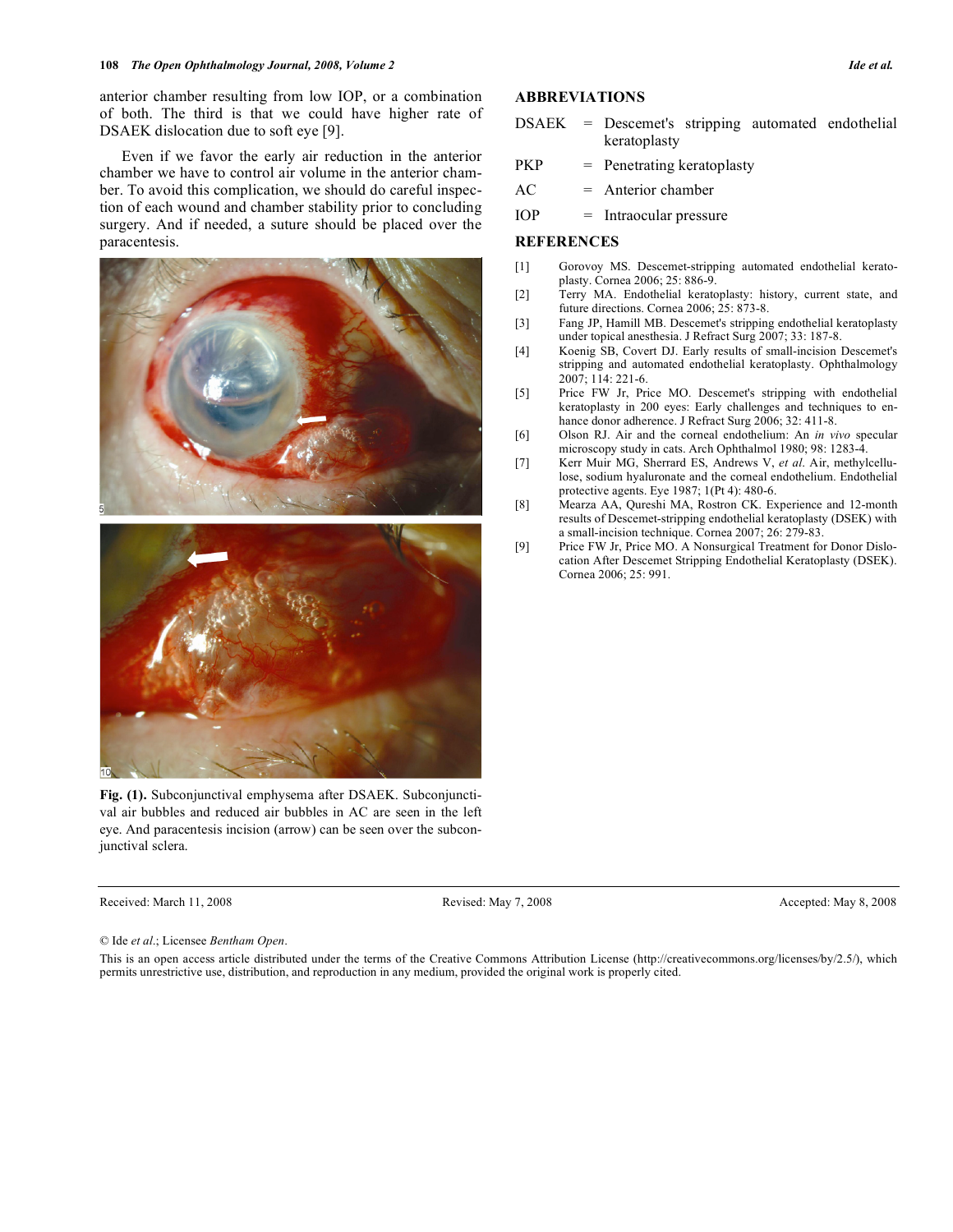anterior chamber resulting from low IOP, or a combination of both. The third is that we could have higher rate of DSAEK dislocation due to soft eye [9].

Even if we favor the early air reduction in the anterior chamber we have to control air volume in the anterior chamber. To avoid this complication, we should do careful inspection of each wound and chamber stability prior to concluding surgery. And if needed, a suture should be placed over the paracentesis.

**Fig. (1).** Subconjunctival emphysema after DSAEK. Subconjunctival air bubbles and reduced air bubbles in AC are seen in the left eye. And paracentesis incision (arrow) can be seen over the subconjunctival sclera.

## ABBREVIATIONS

DSAEK = Descemet's stripping automated endothelial keratoplasty

PKP = Penetrating keratoplasty

AC = Anterior chamber

IOP = Intraocular pressure

## REFERENCES

[1] Gorovoy MS. Descemet-stripping automated endothelial keratoplasty. Cornea 2006; 25: 886-9.

[2] Terry MA. Endothelial keratoplasty: history, current state, and future directions. Cornea 2006; 25: 873-8.

[3] Fang JP, Hamill MB. Descemet's stripping endothelial keratoplasty under topical anesthesia. J Refract Surg 2007; 33: 187-8.

[4] Koenig SB, Covert DJ. Early results of small-incision Descemet's stripping and automated endothelial keratoplasty. Ophthalmology 2007; 114: 221-6.

[5] Price FW Jr, Price MO. Descemet's stripping with endothelial keratoplasty in 200 eyes: Early challenges and techniques to enhance donor adherence. J Refract Surg 2006; 32: 411-8.

[6] Olson RJ. Air and the corneal endothelium: An *in vivo* specular microscopy study in cats. Arch Ophthalmol 1980; 98: 1283-4.

[7] Kerr Muir MG, Sherrard ES, Andrews V, *et al*. Air, methylcellulose, sodium hyaluronate and the corneal endothelium. Endothelial protective agents. Eye 1987; 1(Pt 4): 480-6.

[8] Mearza AA, Qureshi MA, Rostron CK. Experience and 12-month results of Descemet-stripping endothelial keratoplasty (DSEK) with a small-incision technique. Cornea 2007; 26: 279-83.

[9] Price FW Jr, Price MO. A Nonsurgical Treatment for Donor Dislocation After Descemet Stripping Endothelial Keratoplasty (DSEK). Cornea 2006; 25: 991.

Received: March 11, 2008 Revised: May 7, 2008 Accepted: May 8, 2008

© Ide *et al*.; Licensee *Bentham Open*.

This is an open access article distributed under the terms of the Creative Commons Attribution License (http://creativecommons.org/licenses/by/2.5/), which permits unrestrictive use, distribution, and reproduction in any medium, provided the original work is properly cited.